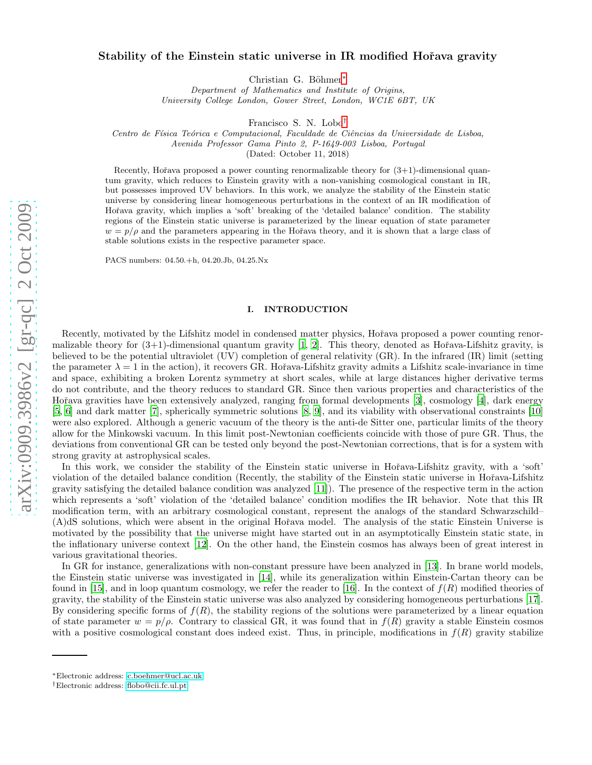# Stability of the Einstein static universe in IR modified Hořava gravity

Christian G. Böhmer*

*Department of Mathematics and Institute of Origins,*
*University College London, Gower Street, London, WC1E 6BT, UK*

Francisco S. N. Lobo†

*Centro de Física Teórica e Computacional, Faculdade de Ciências da Universidade de Lisboa,*
*Avenida Professor Gama Pinto 2, P-1649-003 Lisboa, Portugal*

(Dated: October 11, 2018)

Recently, Hořava proposed a power counting renormalizable theory for (3+1)-dimensional quantum gravity, which reduces to Einstein gravity with a non-vanishing cosmological constant in IR, but possesses improved UV behaviors. In this work, we analyze the stability of the Einstein static universe by considering linear homogeneous perturbations in the context of an IR modification of Hořava gravity, which implies a 'soft' breaking of the 'detailed balance' condition. The stability regions of the Einstein static universe is parameterized by the linear equation of state parameter $w = p/\rho$ and the parameters appearing in the Hořava theory, and it is shown that a large class of stable solutions exists in the respective parameter space.

PACS numbers: 04.50.+h, 04.20.Jb, 04.25.Nx

## I. INTRODUCTION

Recently, motivated by the Lifshitz model in condensed matter physics, Hořava proposed a power counting renormalizable theory for (3+1)-dimensional quantum gravity [1, 2]. This theory, denoted as Hořava-Lifshitz gravity, is believed to be the potential ultraviolet (UV) completion of general relativity (GR). In the infrared (IR) limit (setting the parameter $\lambda = 1$ in the action), it recovers GR. Hořava-Lifshitz gravity admits a Lifshitz scale-invariance in time and space, exhibiting a broken Lorentz symmetry at short scales, while at large distances higher derivative terms do not contribute, and the theory reduces to standard GR. Since then various properties and characteristics of the Hořava gravities have been extensively analyzed, ranging from formal developments [3], cosmology [4], dark energy [5, 6] and dark matter [7], spherically symmetric solutions [8, 9], and its viability with observational constraints [10] were also explored. Although a generic vacuum of the theory is the anti-de Sitter one, particular limits of the theory allow for the Minkowski vacuum. In this limit post-Newtonian coefficients coincide with those of pure GR. Thus, the deviations from conventional GR can be tested only beyond the post-Newtonian corrections, that is for a system with strong gravity at astrophysical scales.

In this work, we consider the stability of the Einstein static universe in Hořava-Lifshitz gravity, with a 'soft' violation of the detailed balance condition (Recently, the stability of the Einstein static universe in Hořava-Lifshitz gravity satisfying the detailed balance condition was analyzed [11]). The presence of the respective term in the action which represents a 'soft' violation of the 'detailed balance' condition modifies the IR behavior. Note that this IR modification term, with an arbitrary cosmological constant, represent the analogs of the standard Schwarzschild–(A)dS solutions, which were absent in the original Hořava model. The analysis of the static Einstein Universe is motivated by the possibility that the universe might have started out in an asymptotically Einstein static state, in the inflationary universe context [12]. On the other hand, the Einstein cosmos has always been of great interest in various gravitational theories.

In GR for instance, generalizations with non-constant pressure have been analyzed in [13]. In brane world models, the Einstein static universe was investigated in [14], while its generalization within Einstein-Cartan theory can be found in [15], and in loop quantum cosmology, we refer the reader to [16]. In the context of $f(R)$ modified theories of gravity, the stability of the Einstein static universe was also analyzed by considering homogeneous perturbations [17]. By considering specific forms of $f(R)$, the stability regions of the solutions were parameterized by a linear equation of state parameter $w = p/\rho$. Contrary to classical GR, it was found that in $f(R)$ gravity a stable Einstein cosmos with a positive cosmological constant does indeed exist. Thus, in principle, modifications in $f(R)$ gravity stabilize

---

*Electronic address: c.boehmer@ucl.ac.uk
†Electronic address: flobo@cii.fc.ul.pt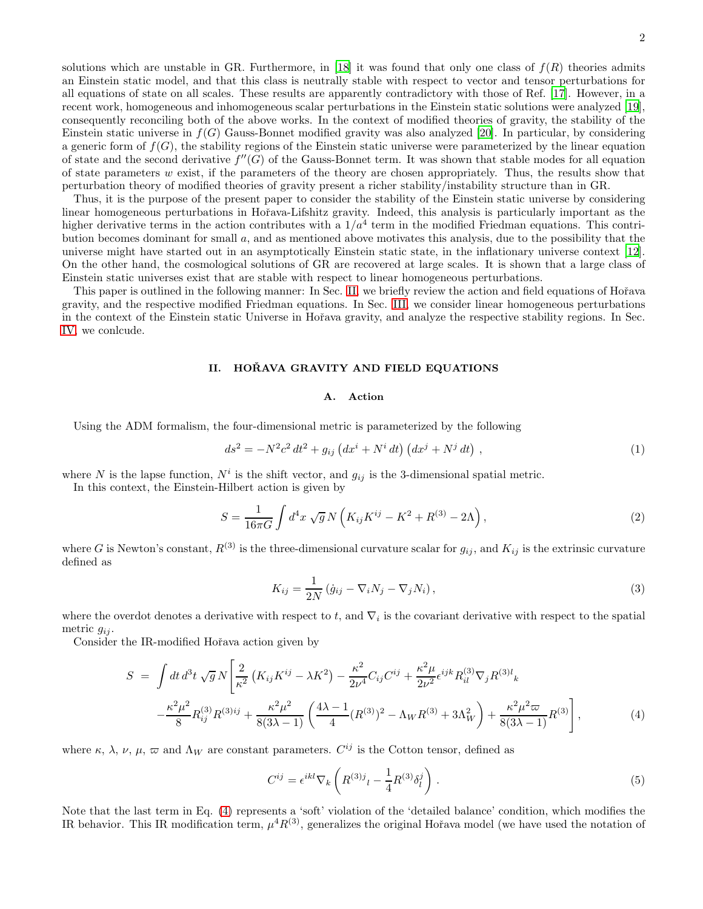solutions which are unstable in GR. Furthermore, in [18] it was found that only one class of $f(R)$ theories admits an Einstein static model, and that this class is neutrally stable with respect to vector and tensor perturbations for all equations of state on all scales. These results are apparently contradictory with those of Ref. [17]. However, in a recent work, homogeneous and inhomogeneous scalar perturbations in the Einstein static solutions were analyzed [19], consequently reconciling both of the above works. In the context of modified theories of gravity, the stability of the Einstein static universe in $f(G)$ Gauss-Bonnet modified gravity was also analyzed [20]. In particular, by considering a generic form of $f(G)$, the stability regions of the Einstein static universe were parameterized by the linear equation of state and the second derivative $f''(G)$ of the Gauss-Bonnet term. It was shown that stable modes for all equation of state parameters $w$ exist, if the parameters of the theory are chosen appropriately. Thus, the results show that perturbation theory of modified theories of gravity present a richer stability/instability structure than in GR.

Thus, it is the purpose of the present paper to consider the stability of the Einstein static universe by considering linear homogeneous perturbations in Hořava-Lifshitz gravity. Indeed, this analysis is particularly important as the higher derivative terms in the action contributes with a $1/a^4$ term in the modified Friedman equations. This contribution becomes dominant for small $a$, and as mentioned above motivates this analysis, due to the possibility that the universe might have started out in an asymptotically Einstein static state, in the inflationary universe context [12]. On the other hand, the cosmological solutions of GR are recovered at large scales. It is shown that a large class of Einstein static universes exist that are stable with respect to linear homogeneous perturbations.

This paper is outlined in the following manner: In Sec. II, we briefly review the action and field equations of Hořava gravity, and the respective modified Friedman equations. In Sec. III, we consider linear homogeneous perturbations in the context of the Einstein static Universe in Hořava gravity, and analyze the respective stability regions. In Sec. IV, we conlcude.

## II. HOŘAVA GRAVITY AND FIELD EQUATIONS

### A. Action

Using the ADM formalism, the four-dimensional metric is parameterized by the following

$$ds^2 = -N^2 c^2\, dt^2 + g_{ij}\left(dx^i + N^i\, dt\right)\left(dx^j + N^j\, dt\right)\,, \tag{1}$$

where $N$ is the lapse function, $N^i$ is the shift vector, and $g_{ij}$ is the 3-dimensional spatial metric.

In this context, the Einstein-Hilbert action is given by

$$S = \frac{1}{16\pi G}\int d^4x\, \sqrt{g}\, N\left(K_{ij}K^{ij} - K^2 + R^{(3)} - 2\Lambda\right), \tag{2}$$

where $G$ is Newton's constant, $R^{(3)}$ is the three-dimensional curvature scalar for $g_{ij}$, and $K_{ij}$ is the extrinsic curvature defined as

$$K_{ij} = \frac{1}{2N}\left(\dot{g}_{ij} - \nabla_i N_j - \nabla_j N_i\right), \tag{3}$$

where the overdot denotes a derivative with respect to $t$, and $\nabla_i$ is the covariant derivative with respect to the spatial metric $g_{ij}$.

Consider the IR-modified Hořava action given by

$$\begin{aligned} S \;=\; \int dt\, d^3t\, \sqrt{g}\, N\Bigg[&\frac{2}{\kappa^2}\left(K_{ij}K^{ij} - \lambda K^2\right) - \frac{\kappa^2}{2\nu^4}C_{ij}C^{ij} + \frac{\kappa^2\mu}{2\nu^2}\epsilon^{ijk}R^{(3)}_{il}\nabla_j R^{(3)l}{}_k \\ &-\frac{\kappa^2\mu^2}{8}R^{(3)}_{ij}R^{(3)ij} + \frac{\kappa^2\mu^2}{8(3\lambda-1)}\left(\frac{4\lambda-1}{4}(R^{(3)})^2 - \Lambda_W R^{(3)} + 3\Lambda_W^2\right) + \frac{\kappa^2\mu^2\varpi}{8(3\lambda-1)}R^{(3)}\Bigg], \end{aligned} \tag{4}$$

where $\kappa$, $\lambda$, $\nu$, $\mu$, $\varpi$ and $\Lambda_W$ are constant parameters. $C^{ij}$ is the Cotton tensor, defined as

$$C^{ij} = \epsilon^{ikl}\nabla_k\left(R^{(3)j}{}_l - \frac{1}{4}R^{(3)}\delta^j_l\right). \tag{5}$$

Note that the last term in Eq. (4) represents a 'soft' violation of the 'detailed balance' condition, which modifies the IR behavior. This IR modification term, $\mu^4 R^{(3)}$, generalizes the original Hořava model (we have used the notation of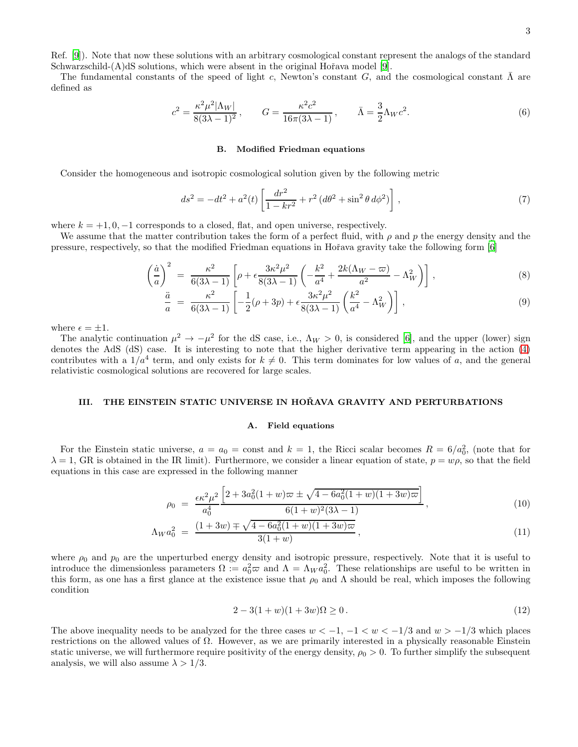Ref. [9]). Note that now these solutions with an arbitrary cosmological constant represent the analogs of the standard Schwarzschild-(A)dS solutions, which were absent in the original Hořava model [9].

The fundamental constants of the speed of light $c$, Newton's constant $G$, and the cosmological constant $\bar{\Lambda}$ are defined as

$$
c^2 = \frac{\kappa^2 \mu^2 |\Lambda_W|}{8(3\lambda-1)^2}\,, \qquad G = \frac{\kappa^2 c^2}{16\pi(3\lambda-1)}\,, \qquad \bar{\Lambda} = \frac{3}{2}\Lambda_W c^2. \tag{6}
$$

### B. Modified Friedman equations

Consider the homogeneous and isotropic cosmological solution given by the following metric

$$
ds^2 = -dt^2 + a^2(t)\left[\frac{dr^2}{1-kr^2} + r^2\left(d\theta^2 + \sin^2\theta\, d\phi^2\right)\right], \tag{7}
$$

where $k = +1, 0, -1$ corresponds to a closed, flat, and open universe, respectively.

We assume that the matter contribution takes the form of a perfect fluid, with $\rho$ and $p$ the energy density and the pressure, respectively, so that the modified Friedman equations in Hořava gravity take the following form [6]

$$
\left(\frac{\dot{a}}{a}\right)^2 = \frac{\kappa^2}{6(3\lambda-1)}\left[\rho + \epsilon\frac{3\kappa^2\mu^2}{8(3\lambda-1)}\left(-\frac{k^2}{a^4} + \frac{2k(\Lambda_W - \varpi)}{a^2} - \Lambda_W^2\right)\right], \tag{8}
$$

$$
\frac{\ddot{a}}{a} = \frac{\kappa^2}{6(3\lambda-1)}\left[-\frac{1}{2}(\rho+3p) + \epsilon\frac{3\kappa^2\mu^2}{8(3\lambda-1)}\left(\frac{k^2}{a^4} - \Lambda_W^2\right)\right], \tag{9}
$$

where $\epsilon = \pm 1$.

The analytic continuation $\mu^2 \to -\mu^2$ for the dS case, i.e., $\Lambda_W > 0$, is considered [6], and the upper (lower) sign denotes the AdS (dS) case. It is interesting to note that the higher derivative term appearing in the action (4) contributes with a $1/a^4$ term, and only exists for $k \neq 0$. This term dominates for low values of $a$, and the general relativistic cosmological solutions are recovered for large scales.

## III. THE EINSTEIN STATIC UNIVERSE IN HOŘAVA GRAVITY AND PERTURBATIONS

### A. Field equations

For the Einstein static universe, $a = a_0 = \text{const}$ and $k = 1$, the Ricci scalar becomes $R = 6/a_0^2$, (note that for $\lambda = 1$, GR is obtained in the IR limit). Furthermore, we consider a linear equation of state, $p = w\rho$, so that the field equations in this case are expressed in the following manner

$$
\rho_0 = \frac{\epsilon\kappa^2\mu^2}{a_0^4}\frac{\left[2 + 3a_0^2(1+w)\varpi \pm \sqrt{4 - 6a_0^2(1+w)(1+3w)\varpi}\right]}{6(1+w)^2(3\lambda-1)}\,, \tag{10}
$$

$$
\Lambda_W a_0^2 = \frac{(1+3w) \mp \sqrt{4 - 6a_0^2(1+w)(1+3w)\varpi}}{3(1+w)}\,, \tag{11}
$$

where $\rho_0$ and $p_0$ are the unperturbed energy density and isotropic pressure, respectively. Note that it is useful to introduce the dimensionless parameters $\Omega := a_0^2\varpi$ and $\Lambda = \Lambda_W a_0^2$. These relationships are useful to be written in this form, as one has a first glance at the existence issue that $\rho_0$ and $\Lambda$ should be real, which imposes the following condition

$$
2 - 3(1+w)(1+3w)\Omega \geq 0\,. \tag{12}
$$

The above inequality needs to be analyzed for the three cases $w < -1$, $-1 < w < -1/3$ and $w > -1/3$ which places restrictions on the allowed values of $\Omega$. However, as we are primarily interested in a physically reasonable Einstein static universe, we will furthermore require positivity of the energy density, $\rho_0 > 0$. To further simplify the subsequent analysis, we will also assume $\lambda > 1/3$.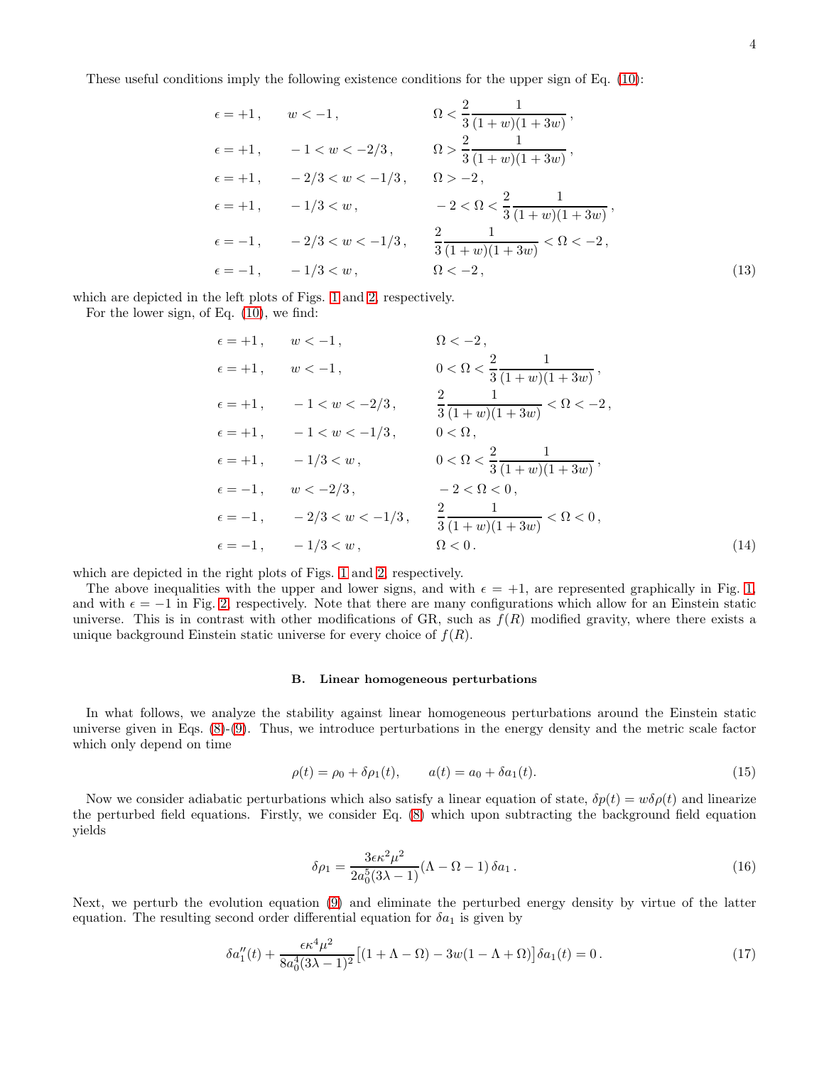These useful conditions imply the following existence conditions for the upper sign of Eq. (10):

$$
\begin{aligned}
&\epsilon=+1\,, && w<-1\,, && \Omega<\frac{2}{3}\frac{1}{(1+w)(1+3w)}\,,\\
&\epsilon=+1\,, && -1<w<-2/3\,, && \Omega>\frac{2}{3}\frac{1}{(1+w)(1+3w)}\,,\\
&\epsilon=+1\,, && -2/3<w<-1/3\,, && \Omega>-2\,,\\
&\epsilon=+1\,, && -1/3<w\,, && -2<\Omega<\frac{2}{3}\frac{1}{(1+w)(1+3w)}\,,\\
&\epsilon=-1\,, && -2/3<w<-1/3\,, && \frac{2}{3}\frac{1}{(1+w)(1+3w)}<\Omega<-2\,,\\
&\epsilon=-1\,, && -1/3<w\,, && \Omega<-2\,,
\end{aligned}
\tag{13}
$$

which are depicted in the left plots of Figs. 1 and 2, respectively.

For the lower sign, of Eq. (10), we find:

$$
\begin{aligned}
&\epsilon=+1\,, && w<-1\,, && \Omega<-2\,,\\
&\epsilon=+1\,, && w<-1\,, && 0<\Omega<\frac{2}{3}\frac{1}{(1+w)(1+3w)}\,,\\
&\epsilon=+1\,, && -1<w<-2/3\,, && \frac{2}{3}\frac{1}{(1+w)(1+3w)}<\Omega<-2\,,\\
&\epsilon=+1\,, && -1<w<-1/3\,, && 0<\Omega\,,\\
&\epsilon=+1\,, && -1/3<w\,, && 0<\Omega<\frac{2}{3}\frac{1}{(1+w)(1+3w)}\,,\\
&\epsilon=-1\,, && w<-2/3\,, && -2<\Omega<0\,,\\
&\epsilon=-1\,, && -2/3<w<-1/3\,, && \frac{2}{3}\frac{1}{(1+w)(1+3w)}<\Omega<0\,,\\
&\epsilon=-1\,, && -1/3<w\,, && \Omega<0\,.
\end{aligned}
\tag{14}
$$

which are depicted in the right plots of Figs. 1 and 2, respectively.

The above inequalities with the upper and lower signs, and with $\epsilon=+1$, are represented graphically in Fig. 1, and with $\epsilon=-1$ in Fig. 2, respectively. Note that there are many configurations which allow for an Einstein static universe. This is in contrast with other modifications of GR, such as $f(R)$ modified gravity, where there exists a unique background Einstein static universe for every choice of $f(R)$.

### B. Linear homogeneous perturbations

In what follows, we analyze the stability against linear homogeneous perturbations around the Einstein static universe given in Eqs. (8)-(9). Thus, we introduce perturbations in the energy density and the metric scale factor which only depend on time

$$
\rho(t)=\rho_0+\delta\rho_1(t), \qquad a(t)=a_0+\delta a_1(t). \tag{15}
$$

Now we consider adiabatic perturbations which also satisfy a linear equation of state, $\delta p(t)=w\delta\rho(t)$ and linearize the perturbed field equations. Firstly, we consider Eq. (8) which upon subtracting the background field equation yields

$$
\delta\rho_1=\frac{3\epsilon\kappa^2\mu^2}{2a_0^5(3\lambda-1)}(\Lambda-\Omega-1)\,\delta a_1\,. \tag{16}
$$

Next, we perturb the evolution equation (9) and eliminate the perturbed energy density by virtue of the latter equation. The resulting second order differential equation for $\delta a_1$ is given by

$$
\delta a_1''(t)+\frac{\epsilon\kappa^4\mu^2}{8a_0^4(3\lambda-1)^2}\big[(1+\Lambda-\Omega)-3w(1-\Lambda+\Omega)\big]\delta a_1(t)=0\,. \tag{17}
$$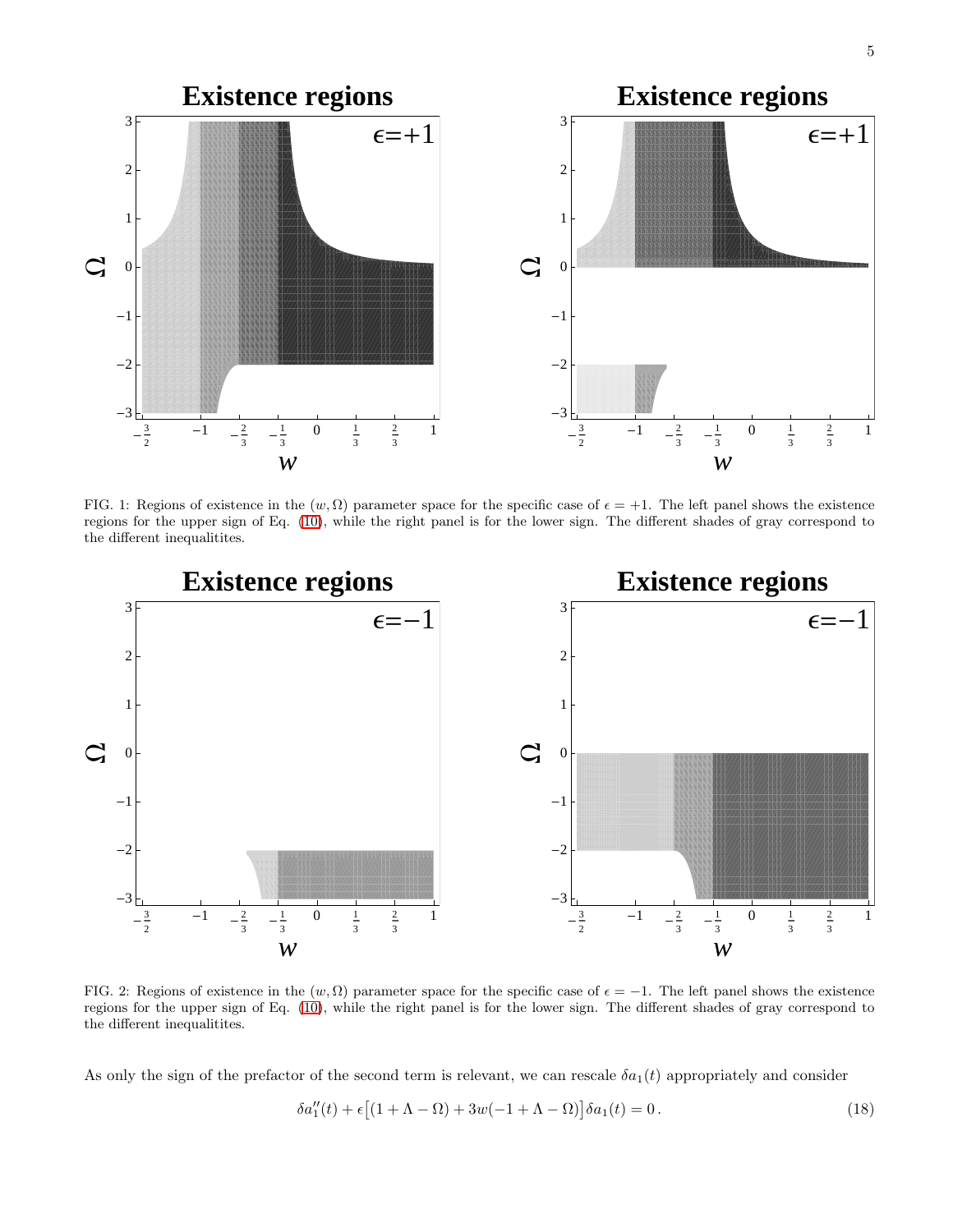FIG. 1: Regions of existence in the $(w, \Omega)$ parameter space for the specific case of $\epsilon = +1$. The left panel shows the existence regions for the upper sign of Eq. (10), while the right panel is for the lower sign. The different shades of gray correspond to the different inequalitites.

FIG. 2: Regions of existence in the $(w, \Omega)$ parameter space for the specific case of $\epsilon = -1$. The left panel shows the existence regions for the upper sign of Eq. (10), while the right panel is for the lower sign. The different shades of gray correspond to the different inequalitites.

As only the sign of the prefactor of the second term is relevant, we can rescale $\delta a_1(t)$ appropriately and consider

$$\delta a_1''(t) + \epsilon\big[(1 + \Lambda - \Omega) + 3w(-1 + \Lambda - \Omega)\big]\delta a_1(t) = 0\,. \tag{18}$$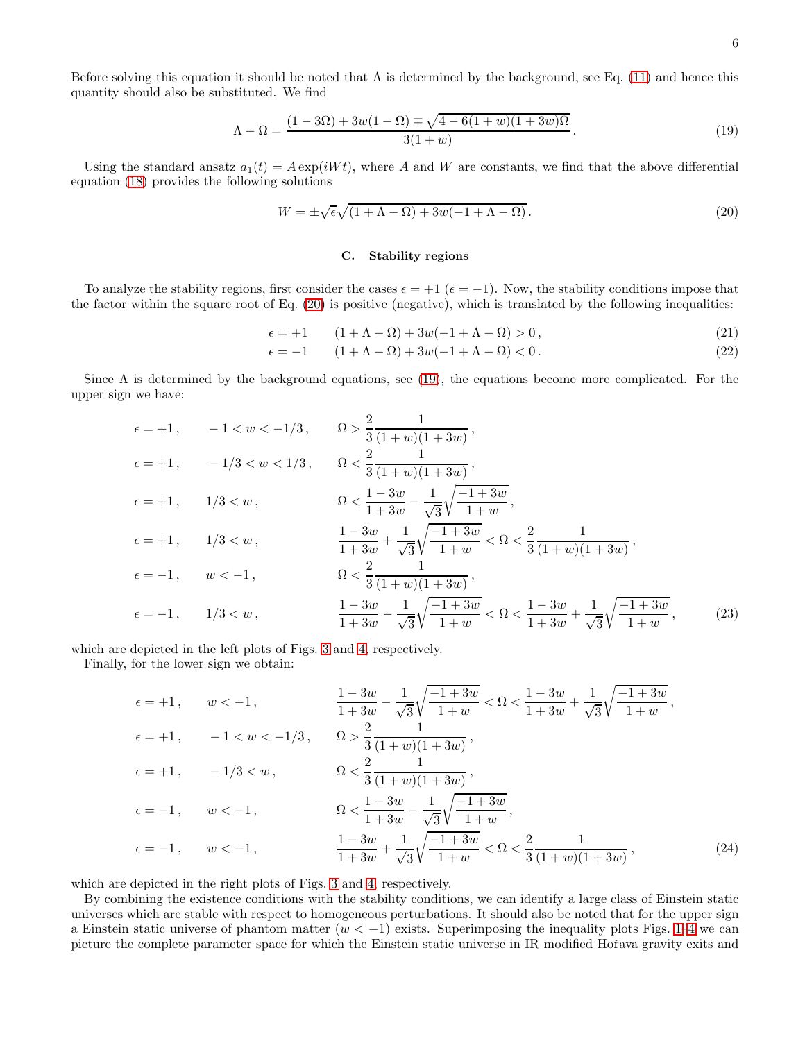Before solving this equation it should be noted that $\Lambda$ is determined by the background, see Eq. (11) and hence this quantity should also be substituted. We find

$$\Lambda - \Omega = \frac{(1-3\Omega) + 3w(1-\Omega) \mp \sqrt{4 - 6(1+w)(1+3w)\Omega}}{3(1+w)}\,. \tag{19}$$

Using the standard ansatz $a_1(t) = A\exp(iWt)$, where $A$ and $W$ are constants, we find that the above differential equation (18) provides the following solutions

$$W = \pm\sqrt{\epsilon}\sqrt{(1+\Lambda-\Omega) + 3w(-1+\Lambda-\Omega)}\,. \tag{20}$$

### C. Stability regions

To analyze the stability regions, first consider the cases $\epsilon = +1$ ($\epsilon = -1$). Now, the stability conditions impose that the factor within the square root of Eq. (20) is positive (negative), which is translated by the following inequalities:

$$\epsilon = +1 \qquad (1+\Lambda-\Omega) + 3w(-1+\Lambda-\Omega) > 0\,, \tag{21}$$

$$\epsilon = -1 \qquad (1+\Lambda-\Omega) + 3w(-1+\Lambda-\Omega) < 0\,. \tag{22}$$

Since $\Lambda$ is determined by the background equations, see (19), the equations become more complicated. For the upper sign we have:

$$
\begin{aligned}
&\epsilon = +1\,, \qquad -1 < w < -1/3\,, \qquad \Omega > \frac{2}{3}\frac{1}{(1+w)(1+3w)}\,,\\
&\epsilon = +1\,, \qquad -1/3 < w < 1/3\,, \qquad \Omega < \frac{2}{3}\frac{1}{(1+w)(1+3w)}\,,\\
&\epsilon = +1\,, \qquad 1/3 < w\,, \qquad \Omega < \frac{1-3w}{1+3w} - \frac{1}{\sqrt{3}}\sqrt{\frac{-1+3w}{1+w}}\,,\\
&\epsilon = +1\,, \qquad 1/3 < w\,, \qquad \frac{1-3w}{1+3w} + \frac{1}{\sqrt{3}}\sqrt{\frac{-1+3w}{1+w}} < \Omega < \frac{2}{3}\frac{1}{(1+w)(1+3w)}\,,\\
&\epsilon = -1\,, \qquad w < -1\,, \qquad \Omega < \frac{2}{3}\frac{1}{(1+w)(1+3w)}\,,\\
&\epsilon = -1\,, \qquad 1/3 < w\,, \qquad \frac{1-3w}{1+3w} - \frac{1}{\sqrt{3}}\sqrt{\frac{-1+3w}{1+w}} < \Omega < \frac{1-3w}{1+3w} + \frac{1}{\sqrt{3}}\sqrt{\frac{-1+3w}{1+w}}\,,
\end{aligned}
\tag{23}
$$

which are depicted in the left plots of Figs. 3 and 4, respectively.

Finally, for the lower sign we obtain:

$$
\begin{aligned}
&\epsilon = +1\,, \qquad w < -1\,, \qquad \frac{1-3w}{1+3w} - \frac{1}{\sqrt{3}}\sqrt{\frac{-1+3w}{1+w}} < \Omega < \frac{1-3w}{1+3w} + \frac{1}{\sqrt{3}}\sqrt{\frac{-1+3w}{1+w}}\,,\\
&\epsilon = +1\,, \qquad -1 < w < -1/3\,, \qquad \Omega > \frac{2}{3}\frac{1}{(1+w)(1+3w)}\,,\\
&\epsilon = +1\,, \qquad -1/3 < w\,, \qquad \Omega < \frac{2}{3}\frac{1}{(1+w)(1+3w)}\,,\\
&\epsilon = -1\,, \qquad w < -1\,, \qquad \Omega < \frac{1-3w}{1+3w} - \frac{1}{\sqrt{3}}\sqrt{\frac{-1+3w}{1+w}}\,,\\
&\epsilon = -1\,, \qquad w < -1\,, \qquad \frac{1-3w}{1+3w} + \frac{1}{\sqrt{3}}\sqrt{\frac{-1+3w}{1+w}} < \Omega < \frac{2}{3}\frac{1}{(1+w)(1+3w)}\,,
\end{aligned}
\tag{24}
$$

which are depicted in the right plots of Figs. 3 and 4, respectively.

By combining the existence conditions with the stability conditions, we can identify a large class of Einstein static universes which are stable with respect to homogeneous perturbations. It should also be noted that for the upper sign a Einstein static universe of phantom matter ($w < -1$) exists. Superimposing the inequality plots Figs. 1–4 we can picture the complete parameter space for which the Einstein static universe in IR modified Hořava gravity exits and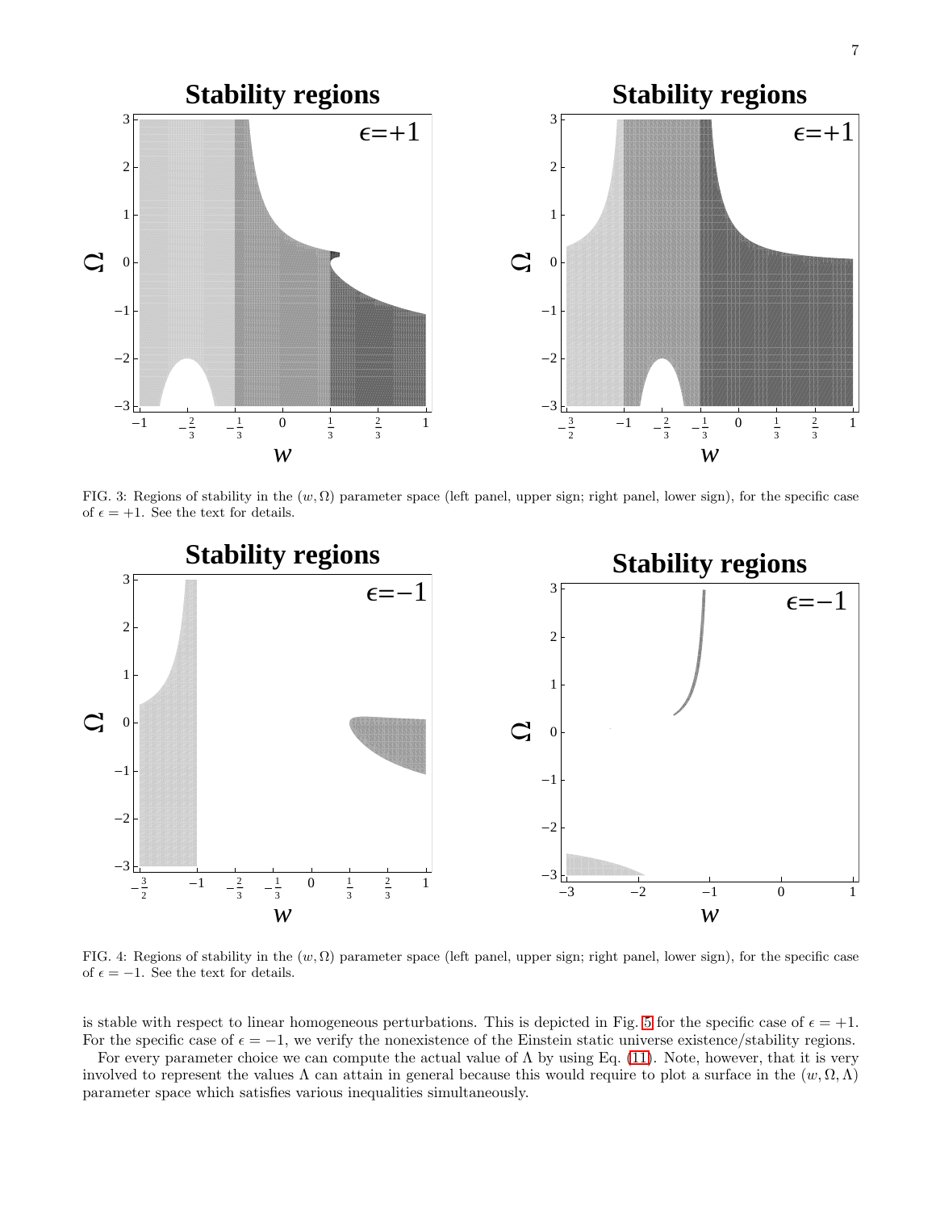FIG. 3: Regions of stability in the $(w, \Omega)$ parameter space (left panel, upper sign; right panel, lower sign), for the specific case of $\epsilon = +1$. See the text for details.

FIG. 4: Regions of stability in the $(w, \Omega)$ parameter space (left panel, upper sign; right panel, lower sign), for the specific case of $\epsilon = -1$. See the text for details.

is stable with respect to linear homogeneous perturbations. This is depicted in Fig. 5 for the specific case of $\epsilon = +1$. For the specific case of $\epsilon = -1$, we verify the nonexistence of the Einstein static universe existence/stability regions.

For every parameter choice we can compute the actual value of $\Lambda$ by using Eq. (11). Note, however, that it is very involved to represent the values $\Lambda$ can attain in general because this would require to plot a surface in the $(w, \Omega, \Lambda)$ parameter space which satisfies various inequalities simultaneously.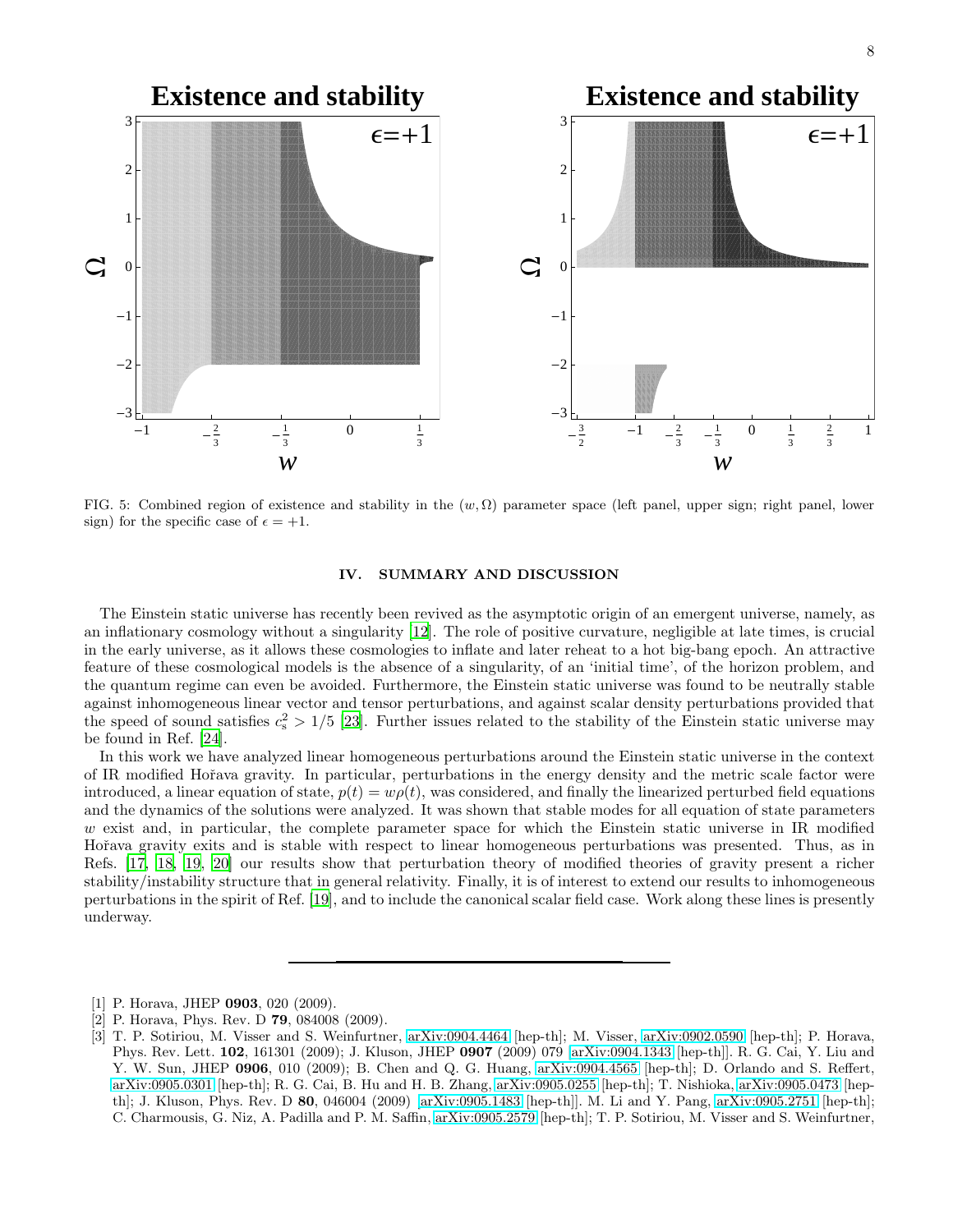FIG. 5: Combined region of existence and stability in the $(w, \Omega)$ parameter space (left panel, upper sign; right panel, lower sign) for the specific case of $\epsilon = +1$.

## IV. SUMMARY AND DISCUSSION

The Einstein static universe has recently been revived as the asymptotic origin of an emergent universe, namely, as an inflationary cosmology without a singularity [12]. The role of positive curvature, negligible at late times, is crucial in the early universe, as it allows these cosmologies to inflate and later reheat to a hot big-bang epoch. An attractive feature of these cosmological models is the absence of a singularity, of an 'initial time', of the horizon problem, and the quantum regime can even be avoided. Furthermore, the Einstein static universe was found to be neutrally stable against inhomogeneous linear vector and tensor perturbations, and against scalar density perturbations provided that the speed of sound satisfies $c_s^2 > 1/5$ [23]. Further issues related to the stability of the Einstein static universe may be found in Ref. [24].

In this work we have analyzed linear homogeneous perturbations around the Einstein static universe in the context of IR modified Hořava gravity. In particular, perturbations in the energy density and the metric scale factor were introduced, a linear equation of state, $p(t) = w\rho(t)$, was considered, and finally the linearized perturbed field equations and the dynamics of the solutions were analyzed. It was shown that stable modes for all equation of state parameters $w$ exist and, in particular, the complete parameter space for which the Einstein static universe in IR modified Hořava gravity exits and is stable with respect to linear homogeneous perturbations was presented. Thus, as in Refs. [17, 18, 19, 20] our results show that perturbation theory of modified theories of gravity present a richer stability/instability structure that in general relativity. Finally, it is of interest to extend our results to inhomogeneous perturbations in the spirit of Ref. [19], and to include the canonical scalar field case. Work along these lines is presently underway.

---

[1] P. Horava, JHEP **0903**, 020 (2009).

[2] P. Horava, Phys. Rev. D **79**, 084008 (2009).

[3] T. P. Sotiriou, M. Visser and S. Weinfurtner, arXiv:0904.4464 [hep-th]; M. Visser, arXiv:0902.0590 [hep-th]; P. Horava, Phys. Rev. Lett. **102**, 161301 (2009); J. Kluson, JHEP **0907** (2009) 079 [arXiv:0904.1343 [hep-th]]. R. G. Cai, Y. Liu and Y. W. Sun, JHEP **0906**, 010 (2009); B. Chen and Q. G. Huang, arXiv:0904.4565 [hep-th]; D. Orlando and S. Reffert, arXiv:0905.0301 [hep-th]; R. G. Cai, B. Hu and H. B. Zhang, arXiv:0905.0255 [hep-th]; T. Nishioka, arXiv:0905.0473 [hep-th]; J. Kluson, Phys. Rev. D **80**, 046004 (2009) [arXiv:0905.1483 [hep-th]]. M. Li and Y. Pang, arXiv:0905.2751 [hep-th]; C. Charmousis, G. Niz, A. Padilla and P. M. Saffin, arXiv:0905.2579 [hep-th]; T. P. Sotiriou, M. Visser and S. Weinfurtner,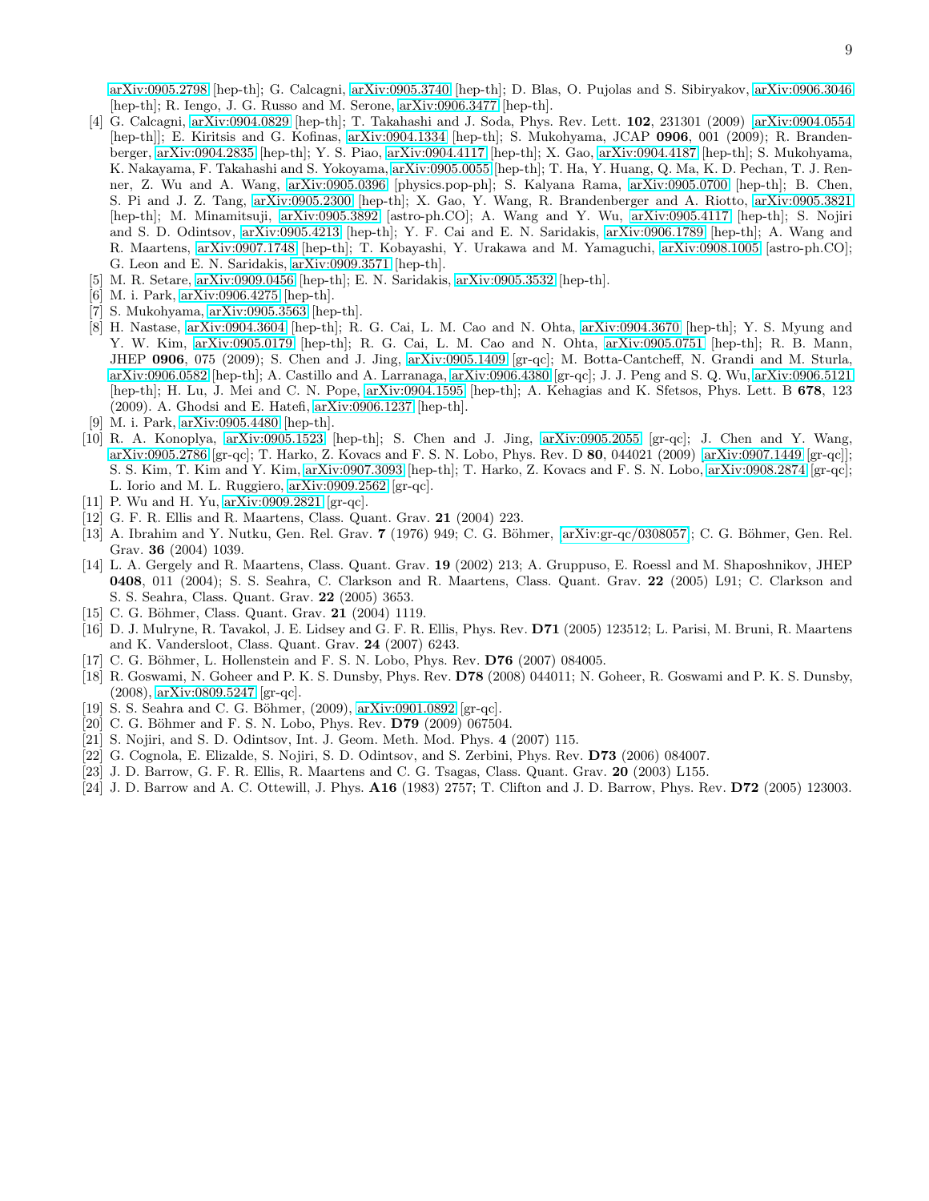arXiv:0905.2798 [hep-th]; G. Calcagni, arXiv:0905.3740 [hep-th]; D. Blas, O. Pujolas and S. Sibiryakov, arXiv:0906.3046 [hep-th]; R. Iengo, J. G. Russo and M. Serone, arXiv:0906.3477 [hep-th].

[4] G. Calcagni, arXiv:0904.0829 [hep-th]; T. Takahashi and J. Soda, Phys. Rev. Lett. **102**, 231301 (2009) arXiv:0904.0554 [hep-th]]; E. Kiritsis and G. Kofinas, arXiv:0904.1334 [hep-th]; S. Mukohyama, JCAP **0906**, 001 (2009); R. Brandenberger, arXiv:0904.2835 [hep-th]; Y. S. Piao, arXiv:0904.4117 [hep-th]; X. Gao, arXiv:0904.4187 [hep-th]; S. Mukohyama, K. Nakayama, F. Takahashi and S. Yokoyama, arXiv:0905.0055 [hep-th]; T. Ha, Y. Huang, Q. Ma, K. D. Pechan, T. J. Renner, Z. Wu and A. Wang, arXiv:0905.0396 [physics.pop-ph]; S. Kalyana Rama, arXiv:0905.0700 [hep-th]; B. Chen, S. Pi and J. Z. Tang, arXiv:0905.2300 [hep-th]; X. Gao, Y. Wang, R. Brandenberger and A. Riotto, arXiv:0905.3821 [hep-th]; M. Minamitsuji, arXiv:0905.3892 [astro-ph.CO]; A. Wang and Y. Wu, arXiv:0905.4117 [hep-th]; S. Nojiri and S. D. Odintsov, arXiv:0905.4213 [hep-th]; Y. F. Cai and E. N. Saridakis, arXiv:0906.1789 [hep-th]; A. Wang and R. Maartens, arXiv:0907.1748 [hep-th]; T. Kobayashi, Y. Urakawa and M. Yamaguchi, arXiv:0908.1005 [astro-ph.CO]; G. Leon and E. N. Saridakis, arXiv:0909.3571 [hep-th].

[5] M. R. Setare, arXiv:0909.0456 [hep-th]; E. N. Saridakis, arXiv:0905.3532 [hep-th].

[6] M. i. Park, arXiv:0906.4275 [hep-th].

[7] S. Mukohyama, arXiv:0905.3563 [hep-th].

[8] H. Nastase, arXiv:0904.3604 [hep-th]; R. G. Cai, L. M. Cao and N. Ohta, arXiv:0904.3670 [hep-th]; Y. S. Myung and Y. W. Kim, arXiv:0905.0179 [hep-th]; R. G. Cai, L. M. Cao and N. Ohta, arXiv:0905.0751 [hep-th]; R. B. Mann, JHEP **0906**, 075 (2009); S. Chen and J. Jing, arXiv:0905.1409 [gr-qc]; M. Botta-Cantcheff, N. Grandi and M. Sturla, arXiv:0906.0582 [hep-th]; A. Castillo and A. Larranaga, arXiv:0906.4380 [gr-qc]; J. J. Peng and S. Q. Wu, arXiv:0906.5121 [hep-th]; H. Lu, J. Mei and C. N. Pope, arXiv:0904.1595 [hep-th]; A. Kehagias and K. Sfetsos, Phys. Lett. B **678**, 123 (2009). A. Ghodsi and E. Hatefi, arXiv:0906.1237 [hep-th].

[9] M. i. Park, arXiv:0905.4480 [hep-th].

[10] R. A. Konoplya, arXiv:0905.1523 [hep-th]; S. Chen and J. Jing, arXiv:0905.2055 [gr-qc]; J. Chen and Y. Wang, arXiv:0905.2786 [gr-qc]; T. Harko, Z. Kovacs and F. S. N. Lobo, Phys. Rev. D **80**, 044021 (2009) arXiv:0907.1449 [gr-qc]]; S. S. Kim, T. Kim and Y. Kim, arXiv:0907.3093 [hep-th]; T. Harko, Z. Kovacs and F. S. N. Lobo, arXiv:0908.2874 [gr-qc]; L. Iorio and M. L. Ruggiero, arXiv:0909.2562 [gr-qc].

[11] P. Wu and H. Yu, arXiv:0909.2821 [gr-qc].

[12] G. F. R. Ellis and R. Maartens, Class. Quant. Grav. **21** (2004) 223.

[13] A. Ibrahim and Y. Nutku, Gen. Rel. Grav. **7** (1976) 949; C. G. Böhmer, [arXiv:gr-qc/0308057]; C. G. Böhmer, Gen. Rel. Grav. **36** (2004) 1039.

[14] L. A. Gergely and R. Maartens, Class. Quant. Grav. **19** (2002) 213; A. Gruppuso, E. Roessl and M. Shaposhnikov, JHEP **0408**, 011 (2004); S. S. Seahra, C. Clarkson and R. Maartens, Class. Quant. Grav. **22** (2005) L91; C. Clarkson and S. S. Seahra, Class. Quant. Grav. **22** (2005) 3653.

[15] C. G. Böhmer, Class. Quant. Grav. **21** (2004) 1119.

[16] D. J. Mulryne, R. Tavakol, J. E. Lidsey and G. F. R. Ellis, Phys. Rev. **D71** (2005) 123512; L. Parisi, M. Bruni, R. Maartens and K. Vandersloot, Class. Quant. Grav. **24** (2007) 6243.

[17] C. G. Böhmer, L. Hollenstein and F. S. N. Lobo, Phys. Rev. **D76** (2007) 084005.

[18] R. Goswami, N. Goheer and P. K. S. Dunsby, Phys. Rev. **D78** (2008) 044011; N. Goheer, R. Goswami and P. K. S. Dunsby, (2008), arXiv:0809.5247 [gr-qc].

[19] S. S. Seahra and C. G. Böhmer, (2009), arXiv:0901.0892 [gr-qc].

[20] C. G. Böhmer and F. S. N. Lobo, Phys. Rev. **D79** (2009) 067504.

[21] S. Nojiri, and S. D. Odintsov, Int. J. Geom. Meth. Mod. Phys. **4** (2007) 115.

[22] G. Cognola, E. Elizalde, S. Nojiri, S. D. Odintsov, and S. Zerbini, Phys. Rev. **D73** (2006) 084007.

[23] J. D. Barrow, G. F. R. Ellis, R. Maartens and C. G. Tsagas, Class. Quant. Grav. **20** (2003) L155.

[24] J. D. Barrow and A. C. Ottewill, J. Phys. **A16** (1983) 2757; T. Clifton and J. D. Barrow, Phys. Rev. **D72** (2005) 123003.